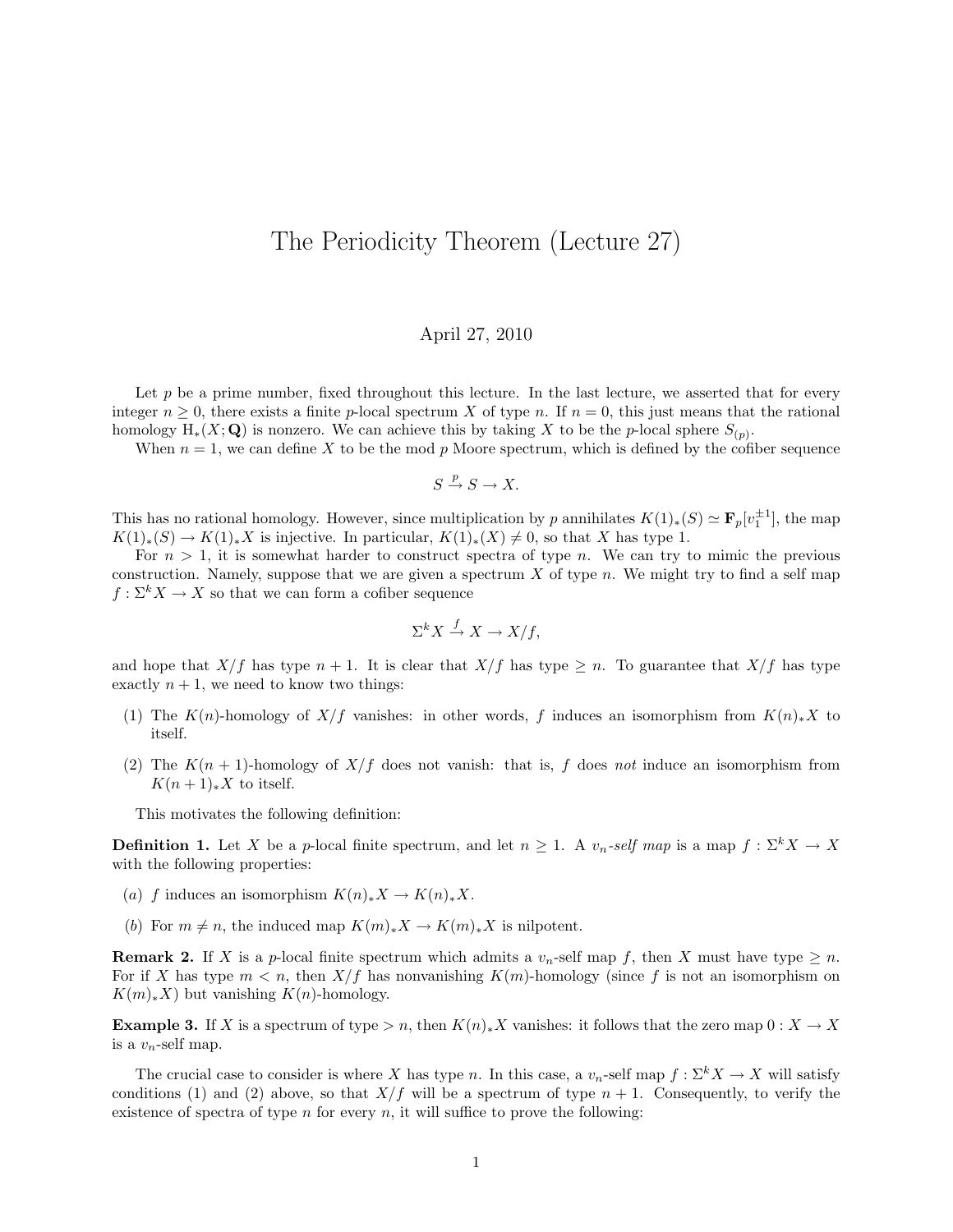# The Periodicity Theorem (Lecture 27)

April 27, 2010

Let $p$ be a prime number, fixed throughout this lecture. In the last lecture, we asserted that for every integer $n \geq 0$, there exists a finite $p$-local spectrum $X$ of type $n$. If $n = 0$, this just means that the rational homology $\mathrm{H}_*(X; \mathbf{Q})$ is nonzero. We can achieve this by taking $X$ to be the $p$-local sphere $S_{(p)}$.

When $n = 1$, we can define $X$ to be the mod $p$ Moore spectrum, which is defined by the cofiber sequence

$$S \xrightarrow{p} S \to X.$$

This has no rational homology. However, since multiplication by $p$ annihilates $K(1)_*(S) \simeq \mathbf{F}_p[v_1^{\pm 1}]$, the map $K(1)_*(S) \to K(1)_*X$ is injective. In particular, $K(1)_*(X) \neq 0$, so that $X$ has type 1.

For $n > 1$, it is somewhat harder to construct spectra of type $n$. We can try to mimic the previous construction. Namely, suppose that we are given a spectrum $X$ of type $n$. We might try to find a self map $f : \Sigma^k X \to X$ so that we can form a cofiber sequence

$$\Sigma^k X \xrightarrow{f} X \to X/f,$$

and hope that $X/f$ has type $n+1$. It is clear that $X/f$ has type $\geq n$. To guarantee that $X/f$ has type exactly $n+1$, we need to know two things:

(1) The $K(n)$-homology of $X/f$ vanishes: in other words, $f$ induces an isomorphism from $K(n)_*X$ to itself.

(2) The $K(n+1)$-homology of $X/f$ does not vanish: that is, $f$ does *not* induce an isomorphism from $K(n+1)_*X$ to itself.

This motivates the following definition:

**Definition 1.** Let $X$ be a $p$-local finite spectrum, and let $n \geq 1$. A *$v_n$-self map* is a map $f : \Sigma^k X \to X$ with the following properties:

($a$) $f$ induces an isomorphism $K(n)_*X \to K(n)_*X$.

($b$) For $m \neq n$, the induced map $K(m)_*X \to K(m)_*X$ is nilpotent.

**Remark 2.** If $X$ is a $p$-local finite spectrum which admits a $v_n$-self map $f$, then $X$ must have type $\geq n$. For if $X$ has type $m < n$, then $X/f$ has nonvanishing $K(m)$-homology (since $f$ is not an isomorphism on $K(m)_*X$) but vanishing $K(n)$-homology.

**Example 3.** If $X$ is a spectrum of type $> n$, then $K(n)_*X$ vanishes: it follows that the zero map $0 : X \to X$ is a $v_n$-self map.

The crucial case to consider is where $X$ has type $n$. In this case, a $v_n$-self map $f : \Sigma^k X \to X$ will satisfy conditions (1) and (2) above, so that $X/f$ will be a spectrum of type $n+1$. Consequently, to verify the existence of spectra of type $n$ for every $n$, it will suffice to prove the following: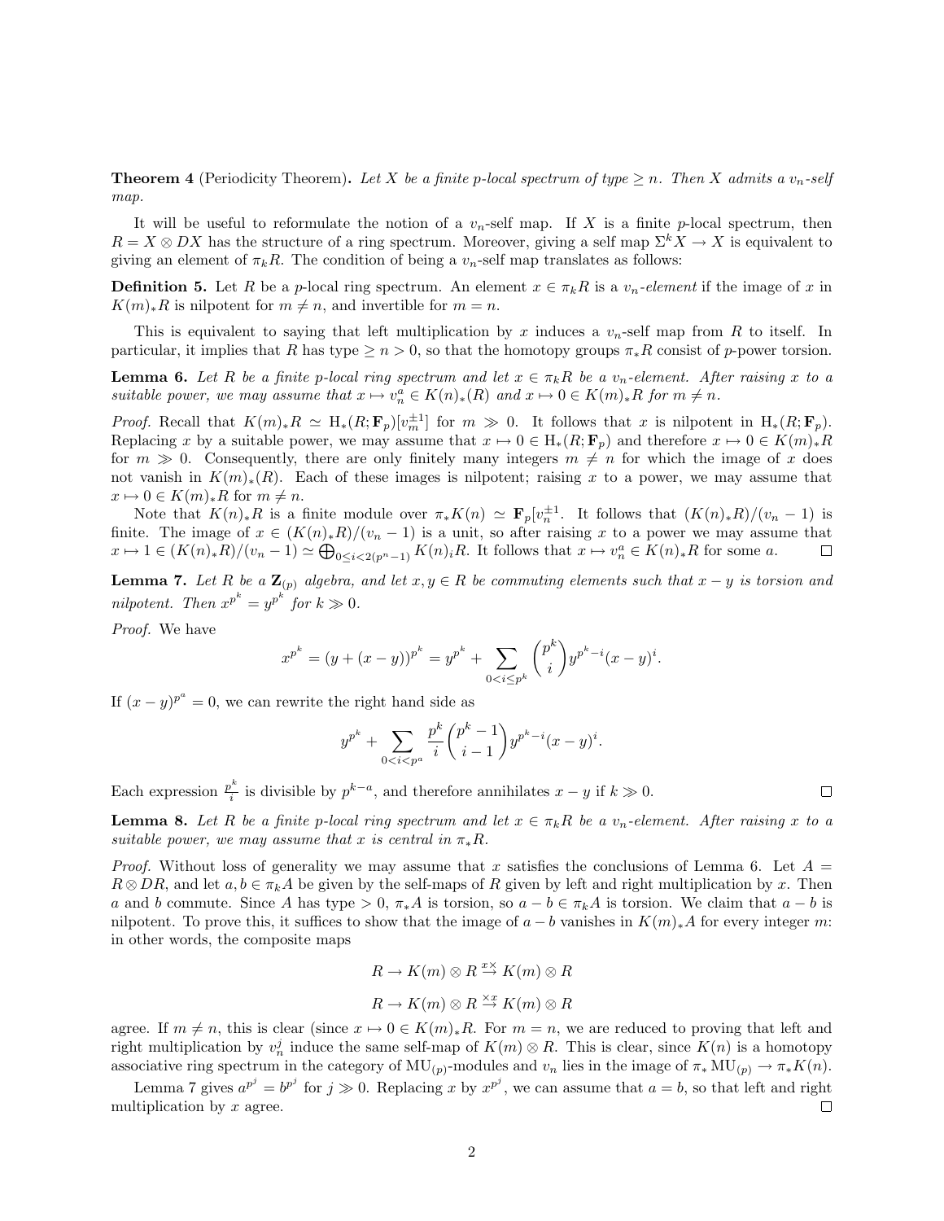**Theorem 4** (Periodicity Theorem). *Let $X$ be a finite $p$-local spectrum of type $\geq n$. Then $X$ admits a $v_n$-self map.*

It will be useful to reformulate the notion of a $v_n$-self map. If $X$ is a finite $p$-local spectrum, then $R = X \otimes DX$ has the structure of a ring spectrum. Moreover, giving a self map $\Sigma^k X \to X$ is equivalent to giving an element of $\pi_k R$. The condition of being a $v_n$-self map translates as follows:

**Definition 5.** Let $R$ be a $p$-local ring spectrum. An element $x \in \pi_k R$ is a *$v_n$-element* if the image of $x$ in $K(m)_* R$ is nilpotent for $m \neq n$, and invertible for $m = n$.

This is equivalent to saying that left multiplication by $x$ induces a $v_n$-self map from $R$ to itself. In particular, it implies that $R$ has type $\geq n > 0$, so that the homotopy groups $\pi_* R$ consist of $p$-power torsion.

**Lemma 6.** *Let $R$ be a finite $p$-local ring spectrum and let $x \in \pi_k R$ be a $v_n$-element. After raising $x$ to a suitable power, we may assume that $x \mapsto v_n^a \in K(n)_*(R)$ and $x \mapsto 0 \in K(m)_* R$ for $m \neq n$.*

*Proof.* Recall that $K(m)_* R \simeq \mathrm{H}_*(R; \mathbf{F}_p)[v_m^{\pm 1}]$ for $m \gg 0$. It follows that $x$ is nilpotent in $\mathrm{H}_*(R; \mathbf{F}_p)$. Replacing $x$ by a suitable power, we may assume that $x \mapsto 0 \in \mathrm{H}_*(R; \mathbf{F}_p)$ and therefore $x \mapsto 0 \in K(m)_* R$ for $m \gg 0$. Consequently, there are only finitely many integers $m \neq n$ for which the image of $x$ does not vanish in $K(m)_*(R)$. Each of these images is nilpotent; raising $x$ to a power, we may assume that $x \mapsto 0 \in K(m)_* R$ for $m \neq n$.

Note that $K(n)_* R$ is a finite module over $\pi_* K(n) \simeq \mathbf{F}_p[v_n^{\pm 1}]$. It follows that $(K(n)_* R)/(v_n - 1)$ is finite. The image of $x \in (K(n)_* R)/(v_n - 1)$ is a unit, so after raising $x$ to a power we may assume that $x \mapsto 1 \in (K(n)_* R)/(v_n - 1) \simeq \bigoplus_{0 \leq i < 2(p^n - 1)} K(n)_i R$. It follows that $x \mapsto v_n^a \in K(n)_* R$ for some $a$. $\square$

**Lemma 7.** *Let $R$ be a $\mathbf{Z}_{(p)}$ algebra, and let $x, y \in R$ be commuting elements such that $x - y$ is torsion and nilpotent. Then $x^{p^k} = y^{p^k}$ for $k \gg 0$.*

*Proof.* We have

$$x^{p^k} = (y + (x - y))^{p^k} = y^{p^k} + \sum_{0 < i \leq p^k} \binom{p^k}{i} y^{p^k - i} (x - y)^i.$$

If $(x - y)^{p^a} = 0$, we can rewrite the right hand side as

$$y^{p^k} + \sum_{0 < i < p^a} \frac{p^k}{i} \binom{p^k - 1}{i - 1} y^{p^k - i} (x - y)^i.$$

Each expression $\frac{p^k}{i}$ is divisible by $p^{k-a}$, and therefore annihilates $x - y$ if $k \gg 0$. $\square$

**Lemma 8.** *Let $R$ be a finite $p$-local ring spectrum and let $x \in \pi_k R$ be a $v_n$-element. After raising $x$ to a suitable power, we may assume that $x$ is central in $\pi_* R$.*

*Proof.* Without loss of generality we may assume that $x$ satisfies the conclusions of Lemma 6. Let $A = R \otimes DR$, and let $a, b \in \pi_k A$ be given by the self-maps of $R$ given by left and right multiplication by $x$. Then $a$ and $b$ commute. Since $A$ has type $> 0$, $\pi_* A$ is torsion, so $a - b \in \pi_k A$ is torsion. We claim that $a - b$ is nilpotent. To prove this, it suffices to show that the image of $a - b$ vanishes in $K(m)_* A$ for every integer $m$: in other words, the composite maps

$$R \to K(m) \otimes R \xrightarrow{x \times} K(m) \otimes R$$

$$R \to K(m) \otimes R \xrightarrow{\times x} K(m) \otimes R$$

agree. If $m \neq n$, this is clear (since $x \mapsto 0 \in K(m)_* R$. For $m = n$, we are reduced to proving that left and right multiplication by $v_n^j$ induce the same self-map of $K(m) \otimes R$. This is clear, since $K(n)$ is a homotopy associative ring spectrum in the category of $\mathrm{MU}_{(p)}$-modules and $v_n$ lies in the image of $\pi_* \mathrm{MU}_{(p)} \to \pi_* K(n)$.

Lemma 7 gives $a^{p^j} = b^{p^j}$ for $j \gg 0$. Replacing $x$ by $x^{p^j}$, we can assume that $a = b$, so that left and right multiplication by $x$ agree. $\square$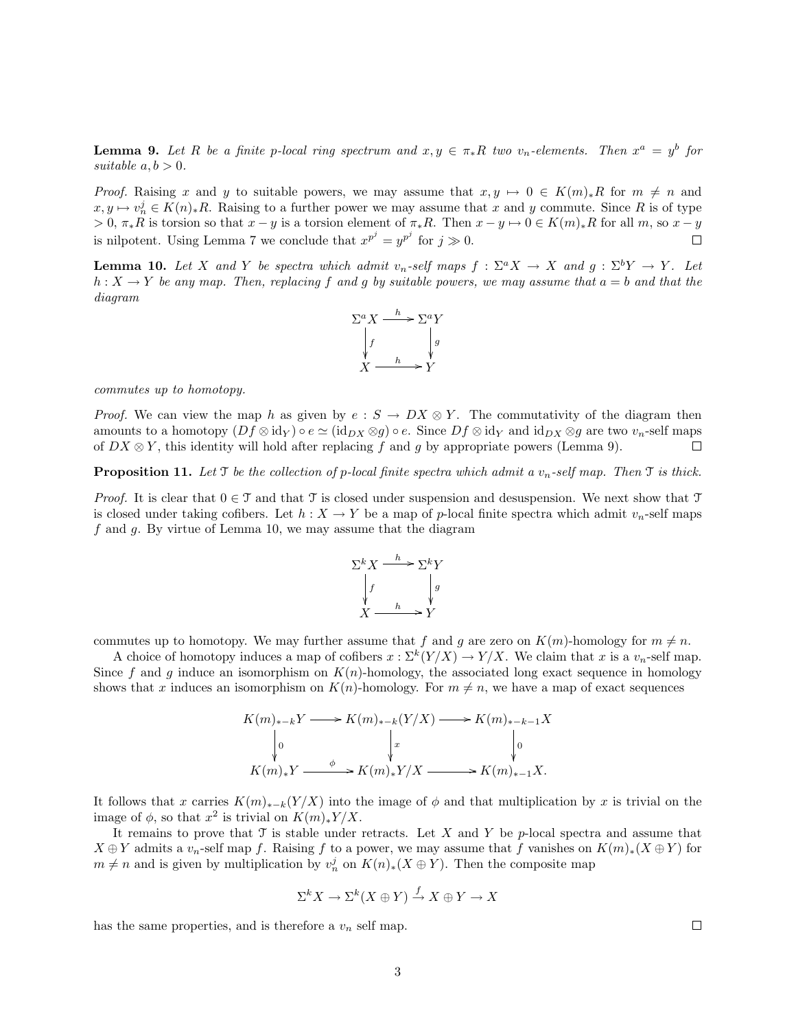**Lemma 9.** *Let $R$ be a finite $p$-local ring spectrum and $x, y \in \pi_* R$ two $v_n$-elements. Then $x^a = y^b$ for suitable $a, b > 0$.*

*Proof.* Raising $x$ and $y$ to suitable powers, we may assume that $x, y \mapsto 0 \in K(m)_* R$ for $m \neq n$ and $x, y \mapsto v_n^j \in K(n)_* R$. Raising to a further power we may assume that $x$ and $y$ commute. Since $R$ is of type $> 0$, $\pi_* R$ is torsion so that $x - y$ is a torsion element of $\pi_* R$. Then $x - y \mapsto 0 \in K(m)_* R$ for all $m$, so $x - y$ is nilpotent. Using Lemma 7 we conclude that $x^{p^j} = y^{p^j}$ for $j \gg 0$. ∎

**Lemma 10.** *Let $X$ and $Y$ be spectra which admit $v_n$-self maps $f : \Sigma^a X \to X$ and $g : \Sigma^b Y \to Y$. Let $h : X \to Y$ be any map. Then, replacing $f$ and $g$ by suitable powers, we may assume that $a = b$ and that the diagram*

$$\begin{array}{ccc} \Sigma^a X & \xrightarrow{h} & \Sigma^a Y \\ \downarrow f & & \downarrow g \\ X & \xrightarrow{h} & Y \end{array}$$

*commutes up to homotopy.*

*Proof.* We can view the map $h$ as given by $e : S \to DX \otimes Y$. The commutativity of the diagram then amounts to a homotopy $(Df \otimes \mathrm{id}_Y) \circ e \simeq (\mathrm{id}_{DX} \otimes g) \circ e$. Since $Df \otimes \mathrm{id}_Y$ and $\mathrm{id}_{DX} \otimes g$ are two $v_n$-self maps of $DX \otimes Y$, this identity will hold after replacing $f$ and $g$ by appropriate powers (Lemma 9). ∎

**Proposition 11.** *Let $\mathcal{T}$ be the collection of $p$-local finite spectra which admit a $v_n$-self map. Then $\mathcal{T}$ is thick.*

*Proof.* It is clear that $0 \in \mathcal{T}$ and that $\mathcal{T}$ is closed under suspension and desuspension. We next show that $\mathcal{T}$ is closed under taking cofibers. Let $h : X \to Y$ be a map of $p$-local finite spectra which admit $v_n$-self maps $f$ and $g$. By virtue of Lemma 10, we may assume that the diagram

$$\begin{array}{ccc} \Sigma^k X & \xrightarrow{h} & \Sigma^k Y \\ \downarrow f & & \downarrow g \\ X & \xrightarrow{h} & Y \end{array}$$

commutes up to homotopy. We may further assume that $f$ and $g$ are zero on $K(m)$-homology for $m \neq n$.

A choice of homotopy induces a map of cofibers $x : \Sigma^k (Y/X) \to Y/X$. We claim that $x$ is a $v_n$-self map. Since $f$ and $g$ induce an isomorphism on $K(n)$-homology, the associated long exact sequence in homology shows that $x$ induces an isomorphism on $K(n)$-homology. For $m \neq n$, we have a map of exact sequences

$$\begin{array}{ccccc} K(m)_{*-k} Y & \longrightarrow & K(m)_{*-k}(Y/X) & \longrightarrow & K(m)_{*-k-1} X \\ \downarrow 0 & & \downarrow x & & \downarrow 0 \\ K(m)_* Y & \xrightarrow{\phi} & K(m)_* Y/X & \longrightarrow & K(m)_{*-1} X. \end{array}$$

It follows that $x$ carries $K(m)_{*-k}(Y/X)$ into the image of $\phi$ and that multiplication by $x$ is trivial on the image of $\phi$, so that $x^2$ is trivial on $K(m)_* Y/X$.

It remains to prove that $\mathcal{T}$ is stable under retracts. Let $X$ and $Y$ be $p$-local spectra and assume that $X \oplus Y$ admits a $v_n$-self map $f$. Raising $f$ to a power, we may assume that $f$ vanishes on $K(m)_*(X \oplus Y)$ for $m \neq n$ and is given by multiplication by $v_n^j$ on $K(n)_*(X \oplus Y)$. Then the composite map

$$\Sigma^k X \to \Sigma^k (X \oplus Y) \xrightarrow{f} X \oplus Y \to X$$

has the same properties, and is therefore a $v_n$ self map. ∎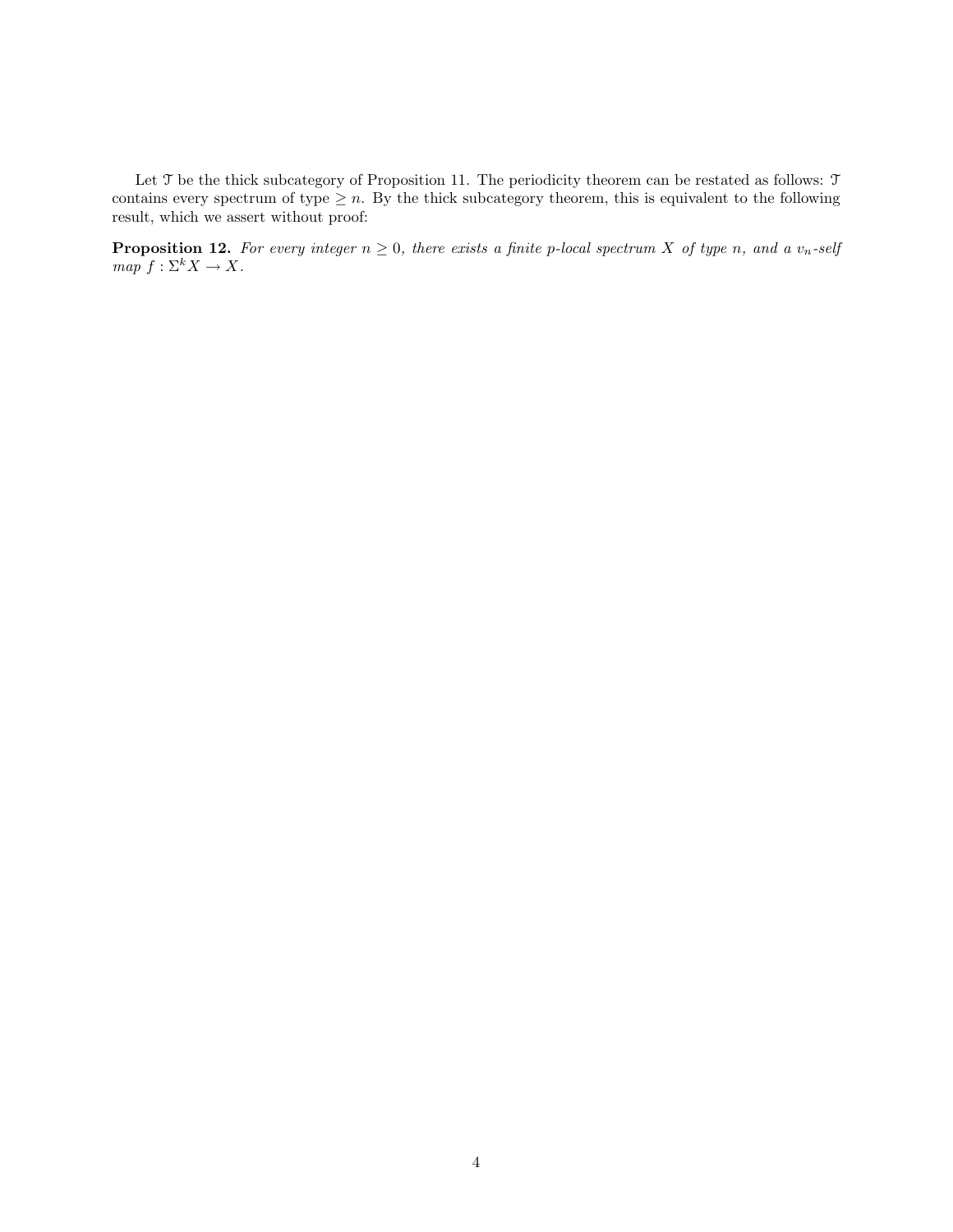Let $\mathcal{T}$ be the thick subcategory of Proposition 11. The periodicity theorem can be restated as follows: $\mathcal{T}$ contains every spectrum of type $\geq n$. By the thick subcategory theorem, this is equivalent to the following result, which we assert without proof:

**Proposition 12.** *For every integer $n \geq 0$, there exists a finite p-local spectrum $X$ of type $n$, and a $v_n$-self map $f : \Sigma^k X \to X$.*